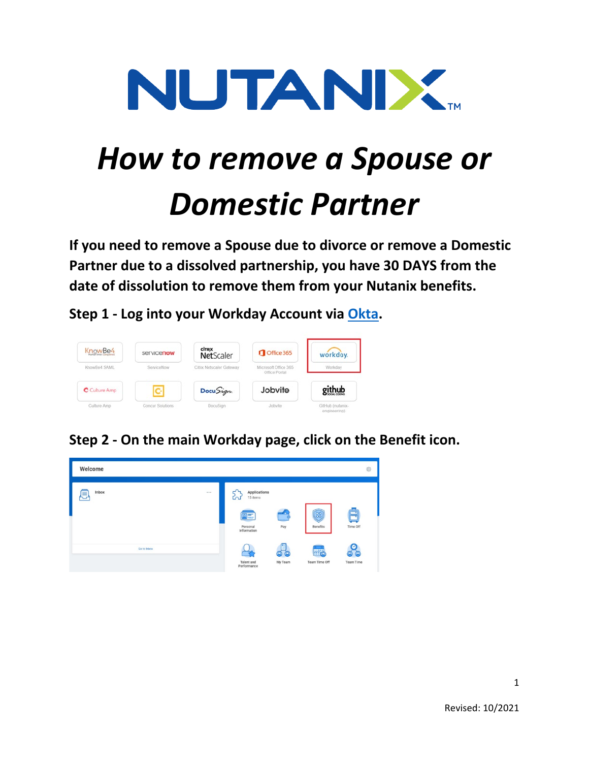# How to remove a Spouse or Domestic Partner

**If you need to remove a Spouse due to divorce or remove a Domestic Partner due to a dissolved partnership, you have 30 DAYS from the date of dissolution to remove them from your Nutanix benefits.**

**Step 1 - Log into your Workday Account via Okta.**

**Step 2 - On the main Workday page, click on the Benefit icon.**

Revised: 10/2021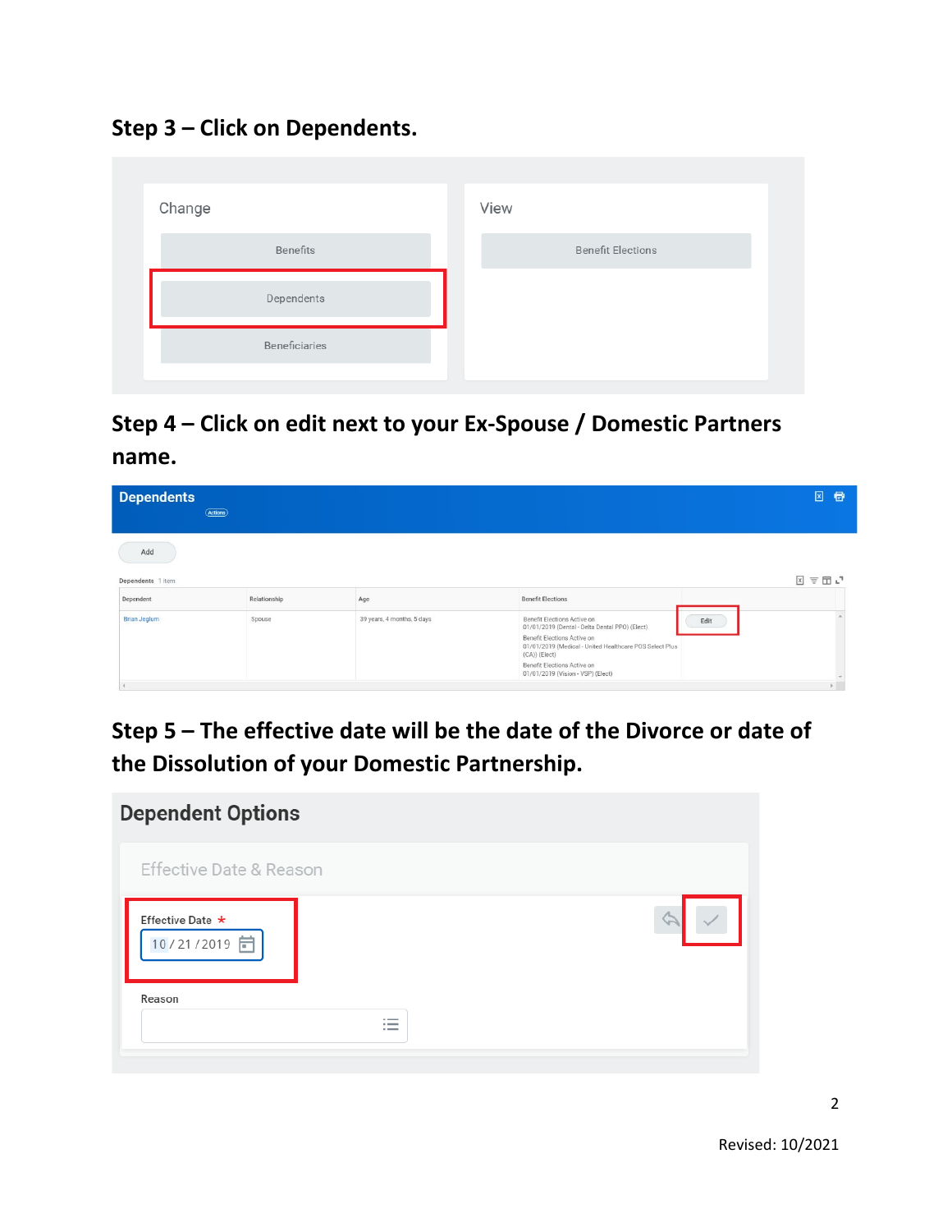## Step 3 – Click on Dependents.

Change

Benefits

Dependents

Beneficiaries

View

Benefit Elections

## Step 4 – Click on edit next to your Ex-Spouse / Domestic Partners name.

Dependents

Actions

Add

Dependents 1 item

| Dependent | Relationship | Age | Benefit Elections | |
|---|---|---|---|---|
| Brian Jeglum | Spouse | 39 years, 4 months, 5 days | Benefit Elections Active on 01/01/2019 (Dental - Delta Dental PPO) (Elect) Benefit Elections Active on 01/01/2019 (Medical - United Healthcare POS Select Plus (CA)) (Elect) Benefit Elections Active on 01/01/2019 (Vision - VSP) (Elect) | Edit |

## Step 5 – The effective date will be the date of the Divorce or date of the Dissolution of your Domestic Partnership.

Dependent Options

Effective Date & Reason

Effective Date *

10 / 21 / 2019

Reason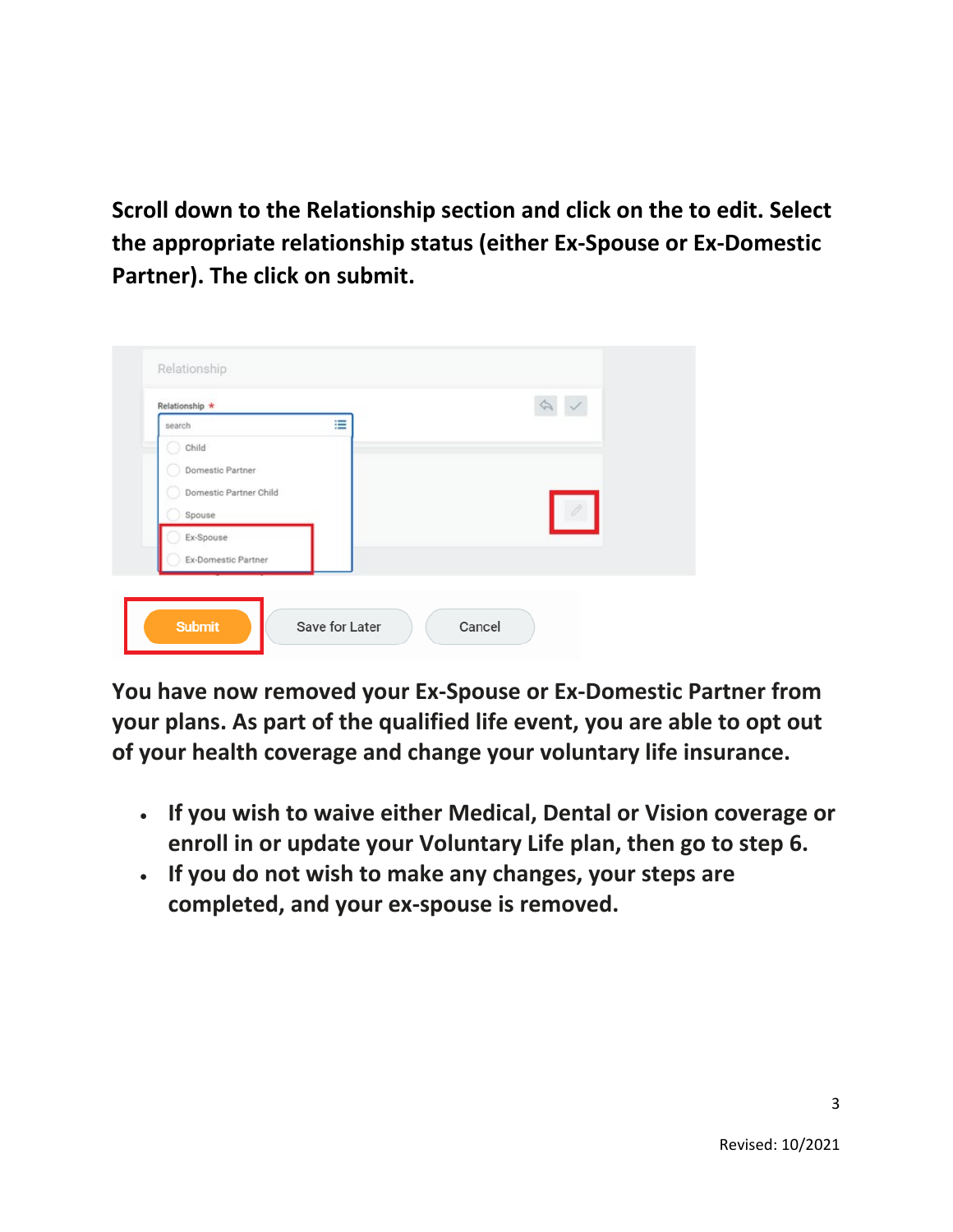**Scroll down to the Relationship section and click on the to edit. Select the appropriate relationship status (either Ex-Spouse or Ex-Domestic Partner). The click on submit.**

**You have now removed your Ex-Spouse or Ex-Domestic Partner from your plans. As part of the qualified life event, you are able to opt out of your health coverage and change your voluntary life insurance.**

- **If you wish to waive either Medical, Dental or Vision coverage or enroll in or update your Voluntary Life plan, then go to step 6.**
- **If you do not wish to make any changes, your steps are completed, and your ex-spouse is removed.**

Revised: 10/2021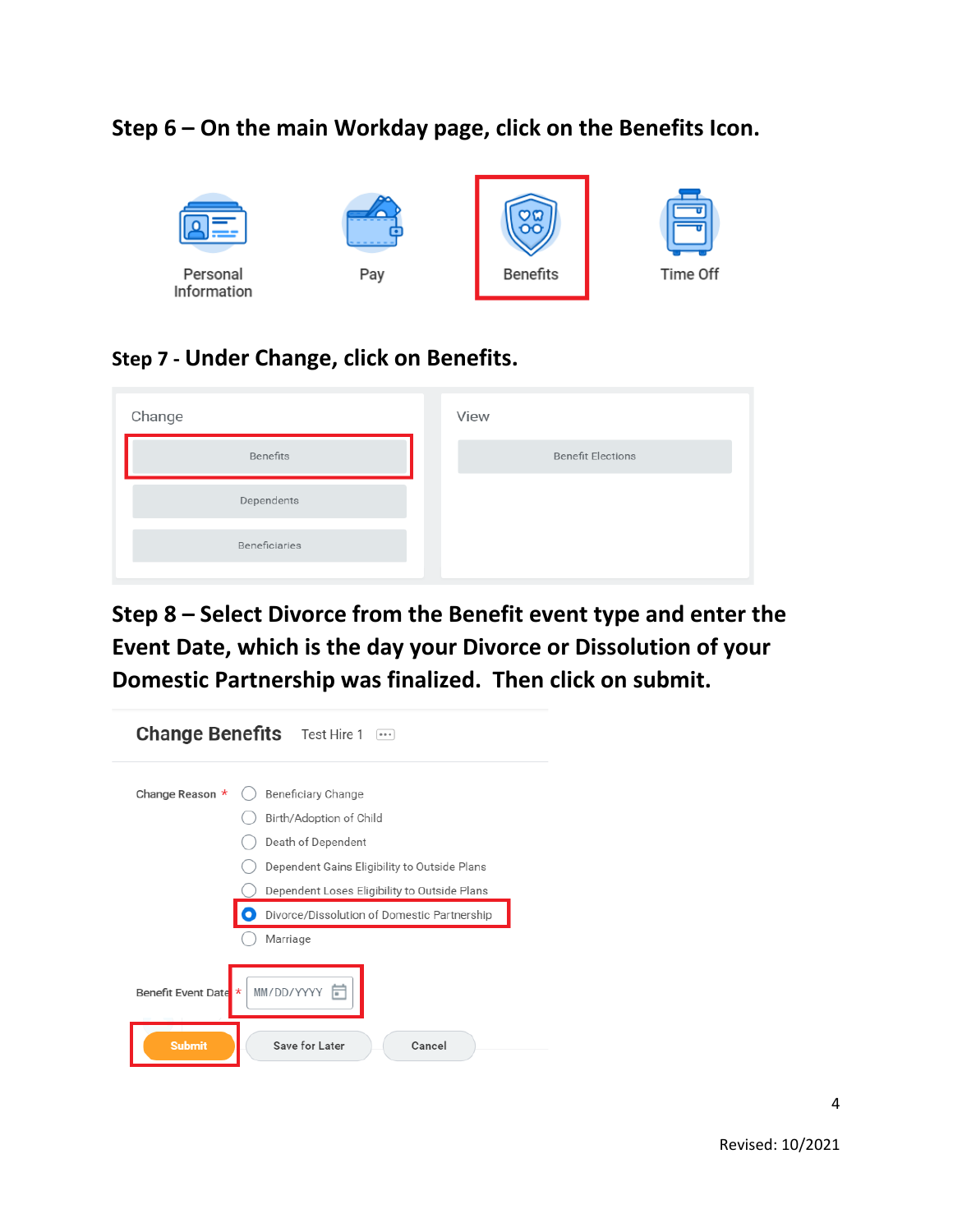**Step 6 – On the main Workday page, click on the Benefits Icon.**

Personal Information

Pay

Benefits

Time Off

**Step 7 - Under Change, click on Benefits.**

Change

Benefits

Dependents

Beneficiaries

View

Benefit Elections

**Step 8 – Select Divorce from the Benefit event type and enter the Event Date, which is the day your Divorce or Dissolution of your Domestic Partnership was finalized. Then click on submit.**

Change Benefits Test Hire 1

Change Reason *

- Beneficiary Change
- Birth/Adoption of Child
- Death of Dependent
- Dependent Gains Eligibility to Outside Plans
- Dependent Loses Eligibility to Outside Plans
- Divorce/Dissolution of Domestic Partnership
- Marriage

Benefit Event Date * MM/DD/YYYY

Submit | Save for Later | Cancel

Revised: 10/2021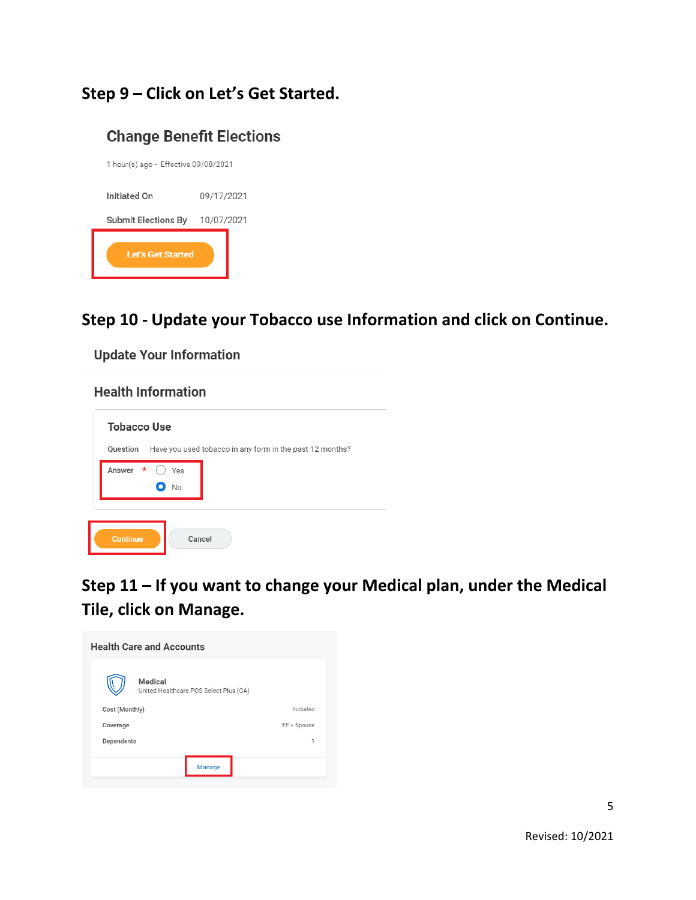### Step 9 – Click on Let's Get Started.

**Change Benefit Elections**

1 hour(s) ago - Effective 09/08/2021

Initiated On 09/17/2021

Submit Elections By 10/07/2021

Let's Get Started

### Step 10 - Update your Tobacco use Information and click on Continue.

**Update Your Information**

**Health Information**

**Tobacco Use**

Question Have you used tobacco in any form in the past 12 months?

Answer * ○ Yes
● No

Continue Cancel

### Step 11 – If you want to change your Medical plan, under the Medical Tile, click on Manage.

**Health Care and Accounts**

**Medical**
United Healthcare POS Select Plus (CA)

| | |
|---|---|
| Cost (Monthly) | Included |
| Coverage | EE + Spouse |
| Dependents | 1 |

Manage

Revised: 10/2021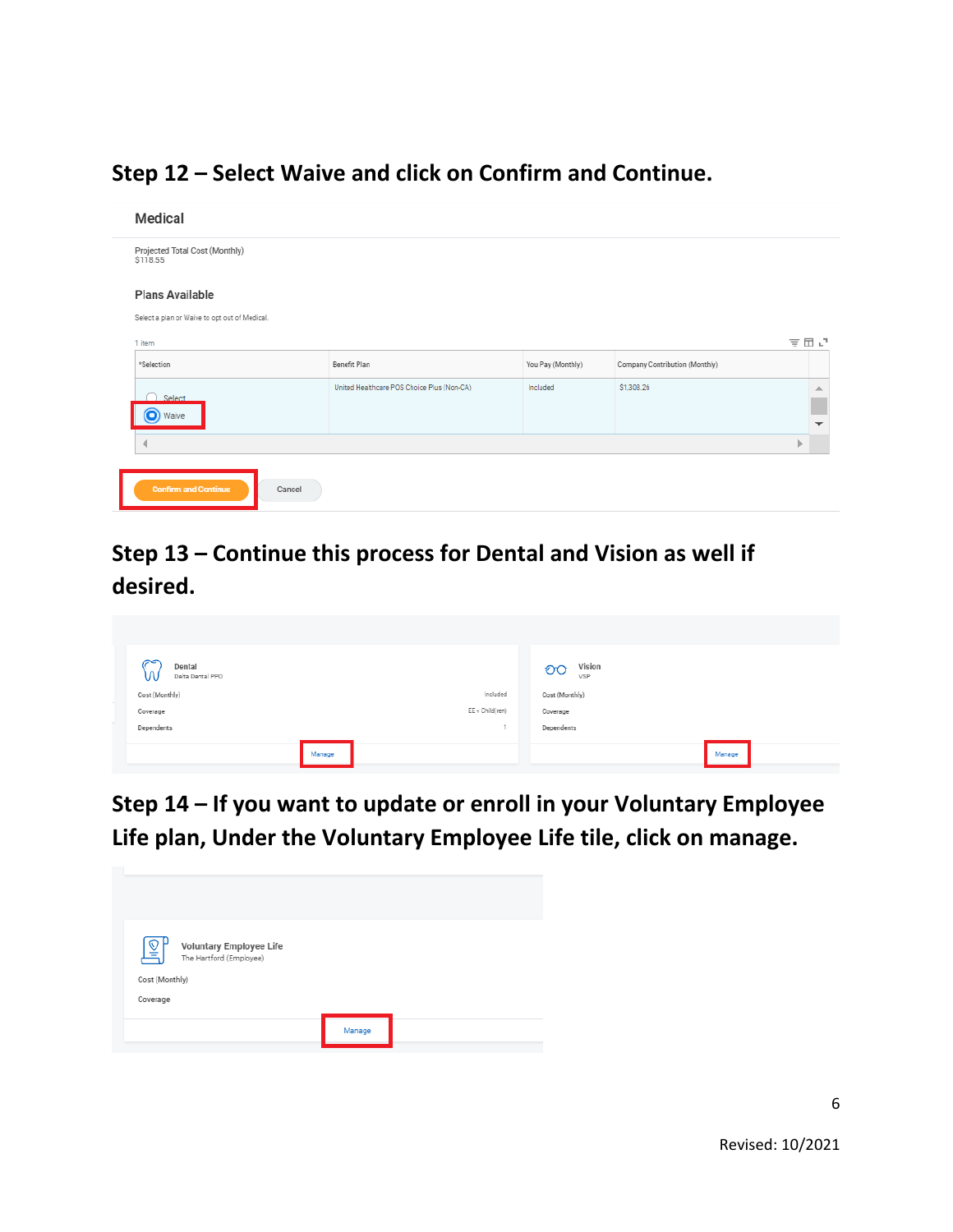## Step 12 – Select Waive and click on Confirm and Continue.

Medical

Projected Total Cost (Monthly)
$118.55

Plans Available

Select a plan or Waive to opt out of Medical.

1 item

| *Selection | Benefit Plan | You Pay (Monthly) | Company Contribution (Monthly) |
|---|---|---|---|
| Select / Waive | United Healthcare POS Choice Plus (Non-CA) | Included | $1,308.26 |

Confirm and Continue | Cancel

## Step 13 – Continue this process for Dental and Vision as well if desired.

Dental
Delta Dental PPO

Cost (Monthly) Included
Coverage EE + Child(ren)
Dependents 1

Manage

Vision
VSP

Cost (Monthly)
Coverage
Dependents

Manage

## Step 14 – If you want to update or enroll in your Voluntary Employee Life plan, Under the Voluntary Employee Life tile, click on manage.

Voluntary Employee Life
The Hartford (Employee)

Cost (Monthly)
Coverage

Manage

Revised: 10/2021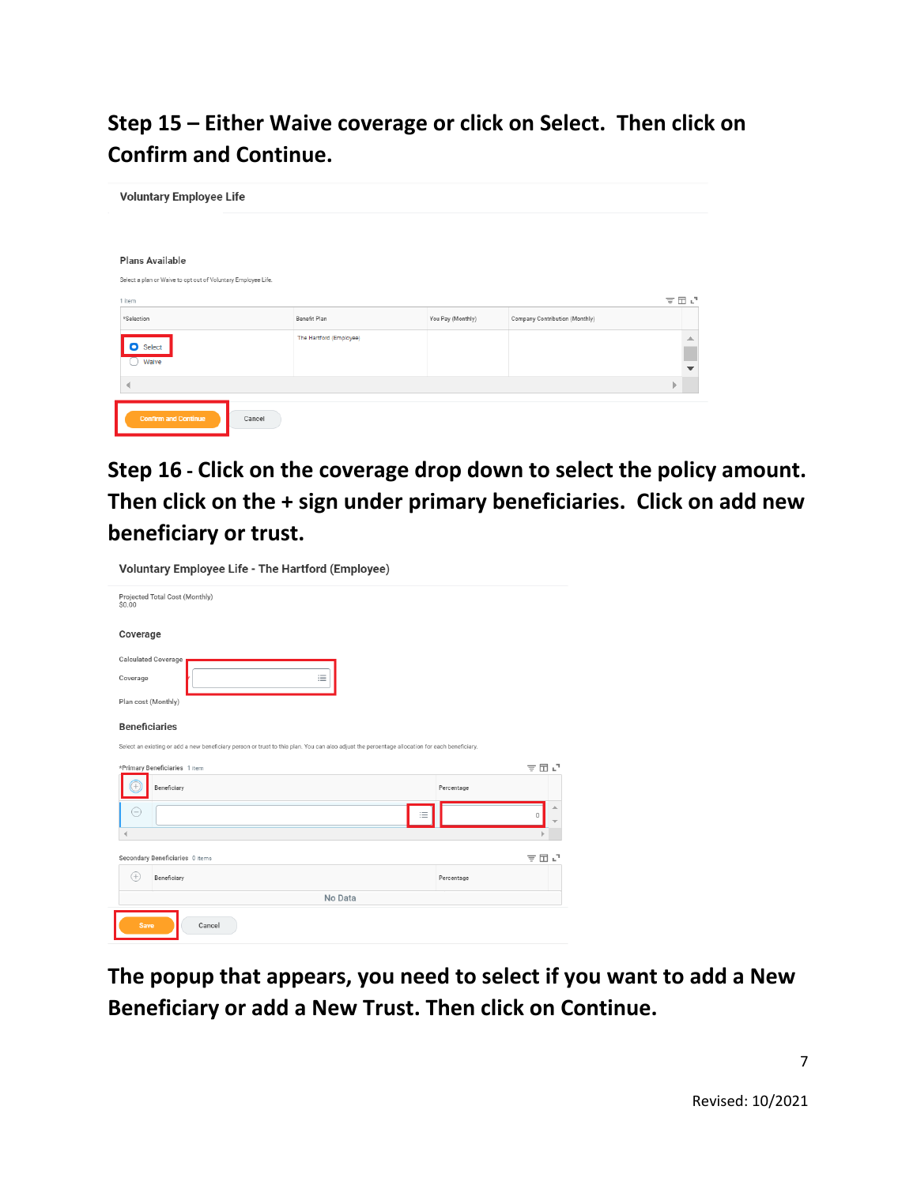## Step 15 – Either Waive coverage or click on Select. Then click on Confirm and Continue.

Voluntary Employee Life

Plans Available

Select a plan or Waive to opt out of Voluntary Employee Life.

1 item

| *Selection | Benefit Plan | You Pay (Monthly) | Company Contribution (Monthly) |
|---|---|---|---|
| Select / Waive | The Hartford (Employee) | | |

Confirm and Continue Cancel

## Step 16 - Click on the coverage drop down to select the policy amount. Then click on the + sign under primary beneficiaries. Click on add new beneficiary or trust.

Voluntary Employee Life - The Hartford (Employee)

Projected Total Cost (Monthly)
$0.00

Coverage

Calculated Coverage

Coverage

Plan cost (Monthly)

Beneficiaries

Select an existing or add a new beneficiary person or trust to this plan. You can also adjust the percentage allocation for each beneficiary.

*Primary Beneficiaries 1 item

| Beneficiary | Percentage |
|---|---|
| | 0 |

Secondary Beneficiaries 0 items

| Beneficiary | Percentage |
|---|---|
| No Data | |

Save Cancel

## The popup that appears, you need to select if you want to add a New Beneficiary or add a New Trust. Then click on Continue.

Revised: 10/2021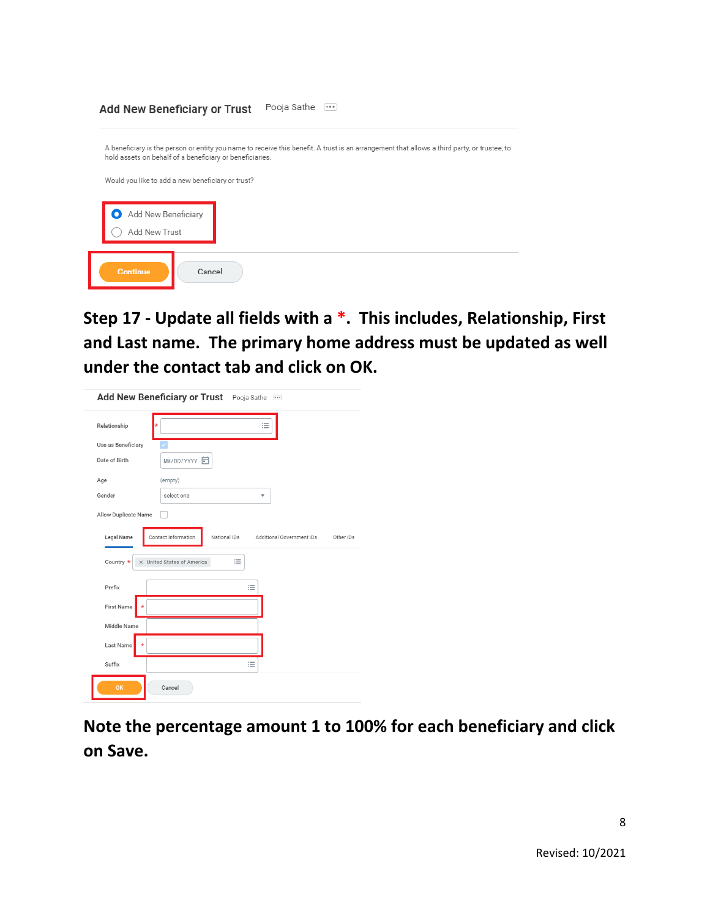Add New Beneficiary or Trust    Pooja Sathe

A beneficiary is the person or entity you name to receive this benefit. A trust is an arrangement that allows a third party, or trustee, to hold assets on behalf of a beneficiary or beneficiaries.

Would you like to add a new beneficiary or trust?

- Add New Beneficiary
- Add New Trust

Continue    Cancel

**Step 17 - Update all fields with a *. This includes, Relationship, First and Last name. The primary home address must be updated as well under the contact tab and click on OK.**

Add New Beneficiary or Trust    Pooja Sathe

Relationship *

Use as Beneficiary

Date of Birth    MM/DD/YYYY

Age    (empty)

Gender    select one

Allow Duplicate Name

Legal Name    Contact Information    National IDs    Additional Government IDs    Other IDs

Country *    United States of America

Prefix

First Name *

Middle Name

Last Name *

Suffix

OK    Cancel

**Note the percentage amount 1 to 100% for each beneficiary and click on Save.**

Revised: 10/2021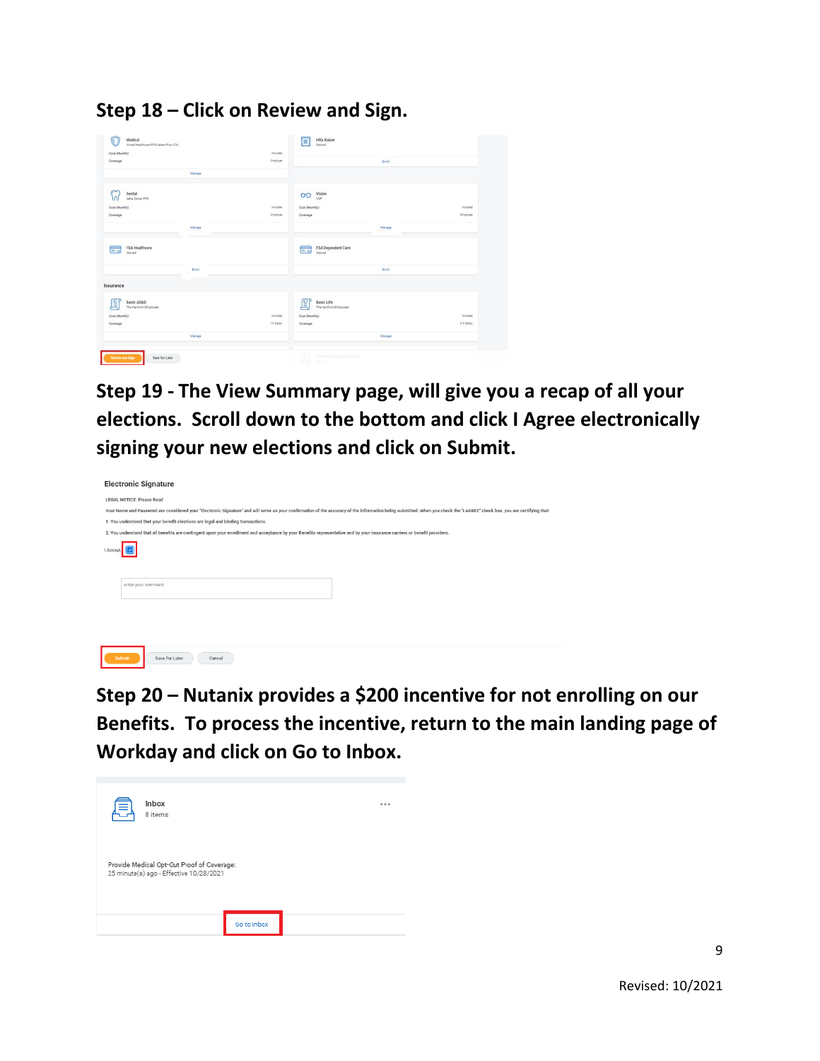**Step 18 – Click on Review and Sign.**

**Step 19 - The View Summary page, will give you a recap of all your elections. Scroll down to the bottom and click I Agree electronically signing your new elections and click on Submit.**

**Step 20 – Nutanix provides a $200 incentive for not enrolling on our Benefits. To process the incentive, return to the main landing page of Workday and click on Go to Inbox.**

Revised: 10/2021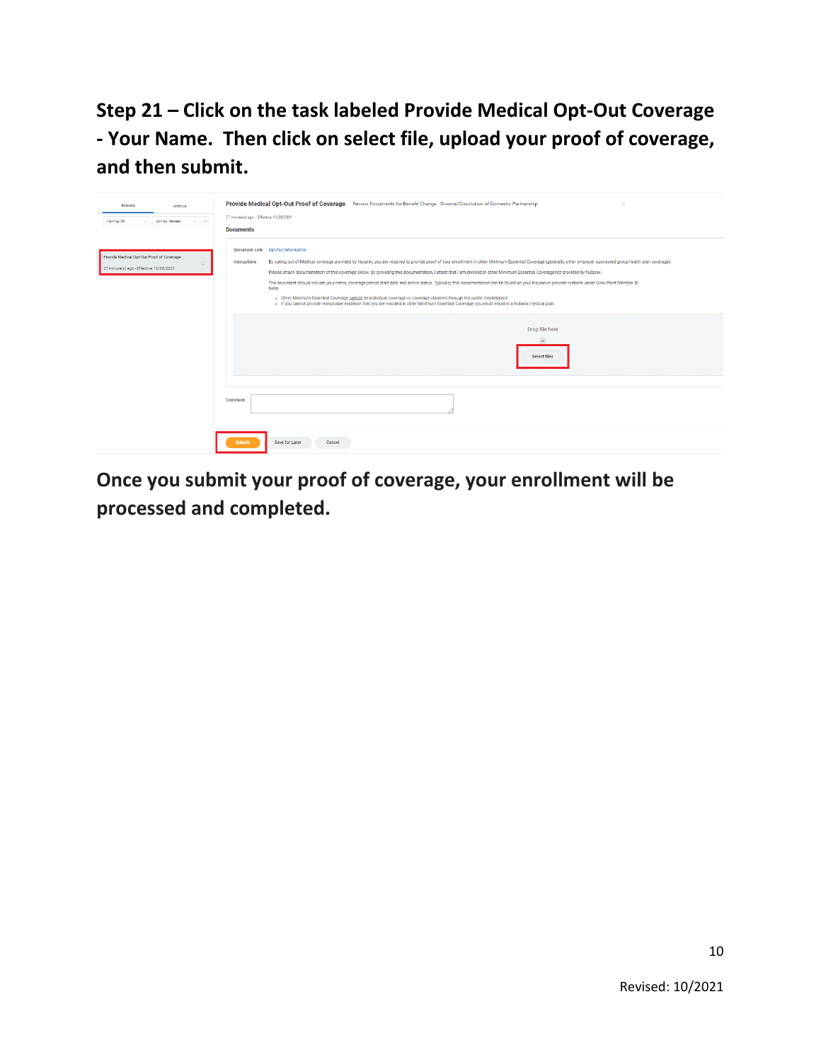**Step 21 – Click on the task labeled Provide Medical Opt-Out Coverage - Your Name. Then click on select file, upload your proof of coverage, and then submit.**

Actions | Archive

Viewing: All | Sort By: Newest

Provide Medical Opt-Out Proof of Coverage
27 minute(s) ago - Effective 10/28/2021

Provide Medical Opt-Out Proof of Coverage Review Documents for Benefit Change - Divorce/Dissolution of Domestic Partnership

27 minute(s) ago - Effective 10/28/2021

Documents

Document Link Opt-Out Information

Instructions By opting out of Medical coverage provided by Nutanix, you are required to provide proof of your enrollment in other Minimum Essential Coverage (generally, other employer sponsored group health plan coverage).

Please attach documentation of this coverage below. By providing this documentation, I attest that I am enrolled in other Minimum Essential Coverage not provided by Nutanix.

The document should include your name, coverage period start date and active status. Typically, this documentation can be found on your insurance provider website under View/Print Member ID.

Note:

- Other Minimum Essential Coverage cannot be individual coverage or coverage obtained through the public marketplace.
- If you cannot provide reasonable evidence that you are enrolled in other Minimum Essential Coverage, you must enroll in a Nutanix medical plan.

Drop file here

or

Select files

Comment

Submit | Save for Later | Cancel

**Once you submit your proof of coverage, your enrollment will be processed and completed.**

Revised: 10/2021